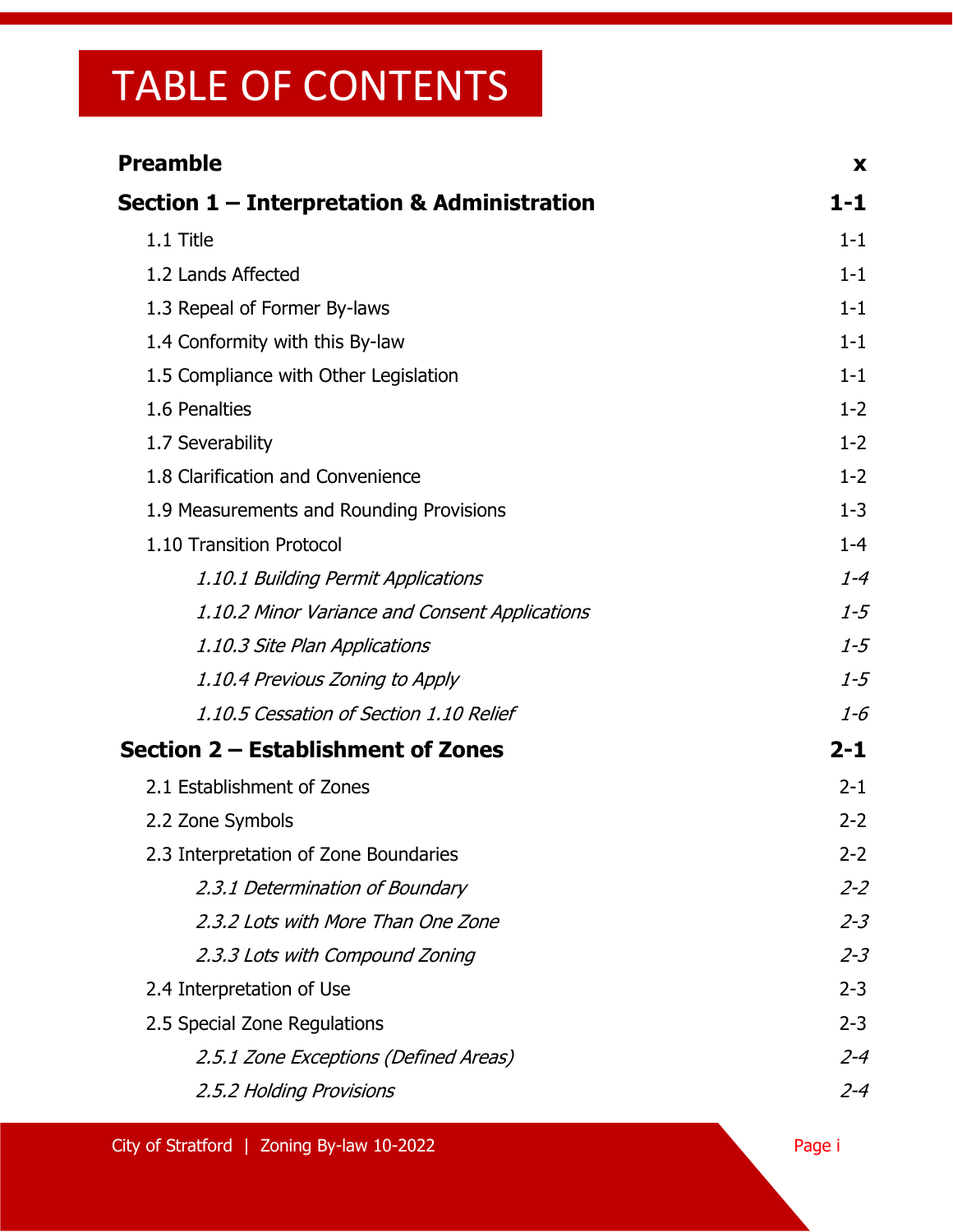# TABLE OF CONTENTS

| | |
|---|---|
| **Preamble** | **x** |
| **Section 1 – Interpretation & Administration** | **1-1** |
| 1.1 Title | 1-1 |
| 1.2 Lands Affected | 1-1 |
| 1.3 Repeal of Former By-laws | 1-1 |
| 1.4 Conformity with this By-law | 1-1 |
| 1.5 Compliance with Other Legislation | 1-1 |
| 1.6 Penalties | 1-2 |
| 1.7 Severability | 1-2 |
| 1.8 Clarification and Convenience | 1-2 |
| 1.9 Measurements and Rounding Provisions | 1-3 |
| 1.10 Transition Protocol | 1-4 |
| *1.10.1 Building Permit Applications* | *1-4* |
| *1.10.2 Minor Variance and Consent Applications* | *1-5* |
| *1.10.3 Site Plan Applications* | *1-5* |
| *1.10.4 Previous Zoning to Apply* | *1-5* |
| *1.10.5 Cessation of Section 1.10 Relief* | *1-6* |
| **Section 2 – Establishment of Zones** | **2-1** |
| 2.1 Establishment of Zones | 2-1 |
| 2.2 Zone Symbols | 2-2 |
| 2.3 Interpretation of Zone Boundaries | 2-2 |
| *2.3.1 Determination of Boundary* | *2-2* |
| *2.3.2 Lots with More Than One Zone* | *2-3* |
| *2.3.3 Lots with Compound Zoning* | *2-3* |
| 2.4 Interpretation of Use | 2-3 |
| 2.5 Special Zone Regulations | 2-3 |
| *2.5.1 Zone Exceptions (Defined Areas)* | *2-4* |
| *2.5.2 Holding Provisions* | *2-4* |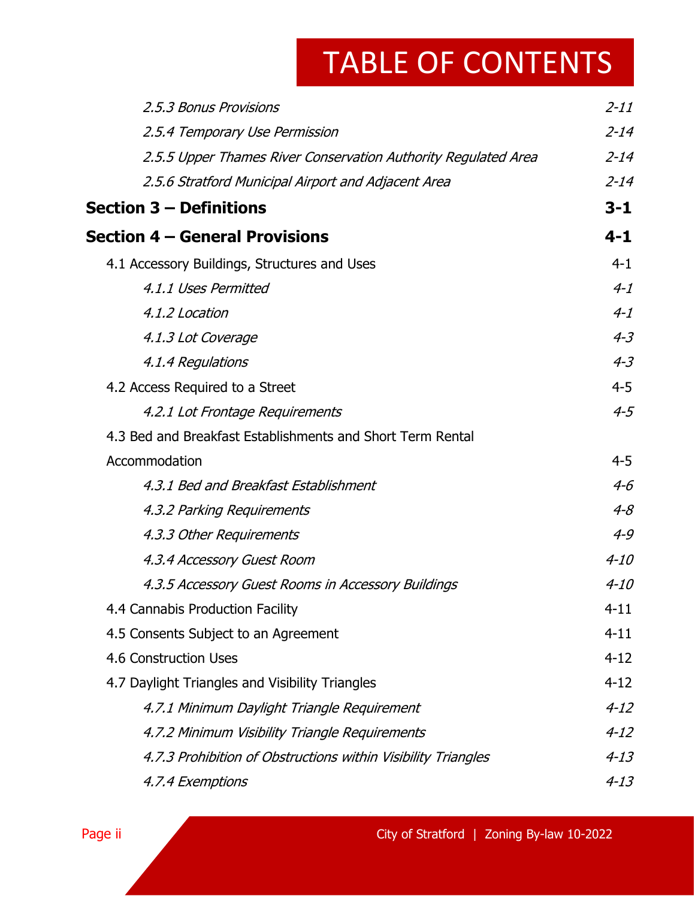# TABLE OF CONTENTS

*2.5.3 Bonus Provisions* *2-11*

*2.5.4 Temporary Use Permission* *2-14*

*2.5.5 Upper Thames River Conservation Authority Regulated Area* *2-14*

*2.5.6 Stratford Municipal Airport and Adjacent Area* *2-14*

**Section 3 – Definitions** **3-1**

**Section 4 – General Provisions** **4-1**

4.1 Accessory Buildings, Structures and Uses 4-1

*4.1.1 Uses Permitted* *4-1*

*4.1.2 Location* *4-1*

*4.1.3 Lot Coverage* *4-3*

*4.1.4 Regulations* *4-3*

4.2 Access Required to a Street 4-5

*4.2.1 Lot Frontage Requirements* *4-5*

4.3 Bed and Breakfast Establishments and Short Term Rental Accommodation 4-5

*4.3.1 Bed and Breakfast Establishment* *4-6*

*4.3.2 Parking Requirements* *4-8*

*4.3.3 Other Requirements* *4-9*

*4.3.4 Accessory Guest Room* *4-10*

*4.3.5 Accessory Guest Rooms in Accessory Buildings* *4-10*

4.4 Cannabis Production Facility 4-11

4.5 Consents Subject to an Agreement 4-11

4.6 Construction Uses 4-12

4.7 Daylight Triangles and Visibility Triangles 4-12

*4.7.1 Minimum Daylight Triangle Requirement* *4-12*

*4.7.2 Minimum Visibility Triangle Requirements* *4-12*

*4.7.3 Prohibition of Obstructions within Visibility Triangles* *4-13*

*4.7.4 Exemptions* *4-13*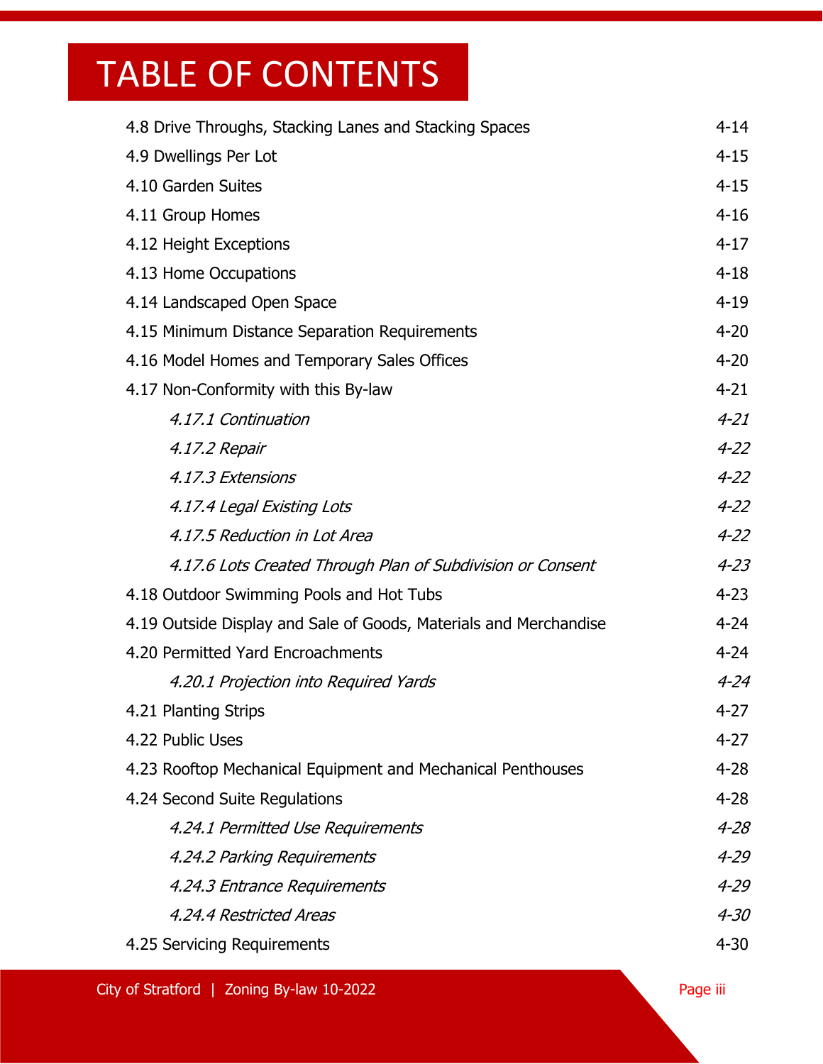# TABLE OF CONTENTS

| | |
|---|---|
| 4.8 Drive Throughs, Stacking Lanes and Stacking Spaces | 4-14 |
| 4.9 Dwellings Per Lot | 4-15 |
| 4.10 Garden Suites | 4-15 |
| 4.11 Group Homes | 4-16 |
| 4.12 Height Exceptions | 4-17 |
| 4.13 Home Occupations | 4-18 |
| 4.14 Landscaped Open Space | 4-19 |
| 4.15 Minimum Distance Separation Requirements | 4-20 |
| 4.16 Model Homes and Temporary Sales Offices | 4-20 |
| 4.17 Non-Conformity with this By-law | 4-21 |
| *4.17.1 Continuation* | *4-21* |
| *4.17.2 Repair* | *4-22* |
| *4.17.3 Extensions* | *4-22* |
| *4.17.4 Legal Existing Lots* | *4-22* |
| *4.17.5 Reduction in Lot Area* | *4-22* |
| *4.17.6 Lots Created Through Plan of Subdivision or Consent* | *4-23* |
| 4.18 Outdoor Swimming Pools and Hot Tubs | 4-23 |
| 4.19 Outside Display and Sale of Goods, Materials and Merchandise | 4-24 |
| 4.20 Permitted Yard Encroachments | 4-24 |
| *4.20.1 Projection into Required Yards* | *4-24* |
| 4.21 Planting Strips | 4-27 |
| 4.22 Public Uses | 4-27 |
| 4.23 Rooftop Mechanical Equipment and Mechanical Penthouses | 4-28 |
| 4.24 Second Suite Regulations | 4-28 |
| *4.24.1 Permitted Use Requirements* | *4-28* |
| *4.24.2 Parking Requirements* | *4-29* |
| *4.24.3 Entrance Requirements* | *4-29* |
| *4.24.4 Restricted Areas* | *4-30* |
| 4.25 Servicing Requirements | 4-30 |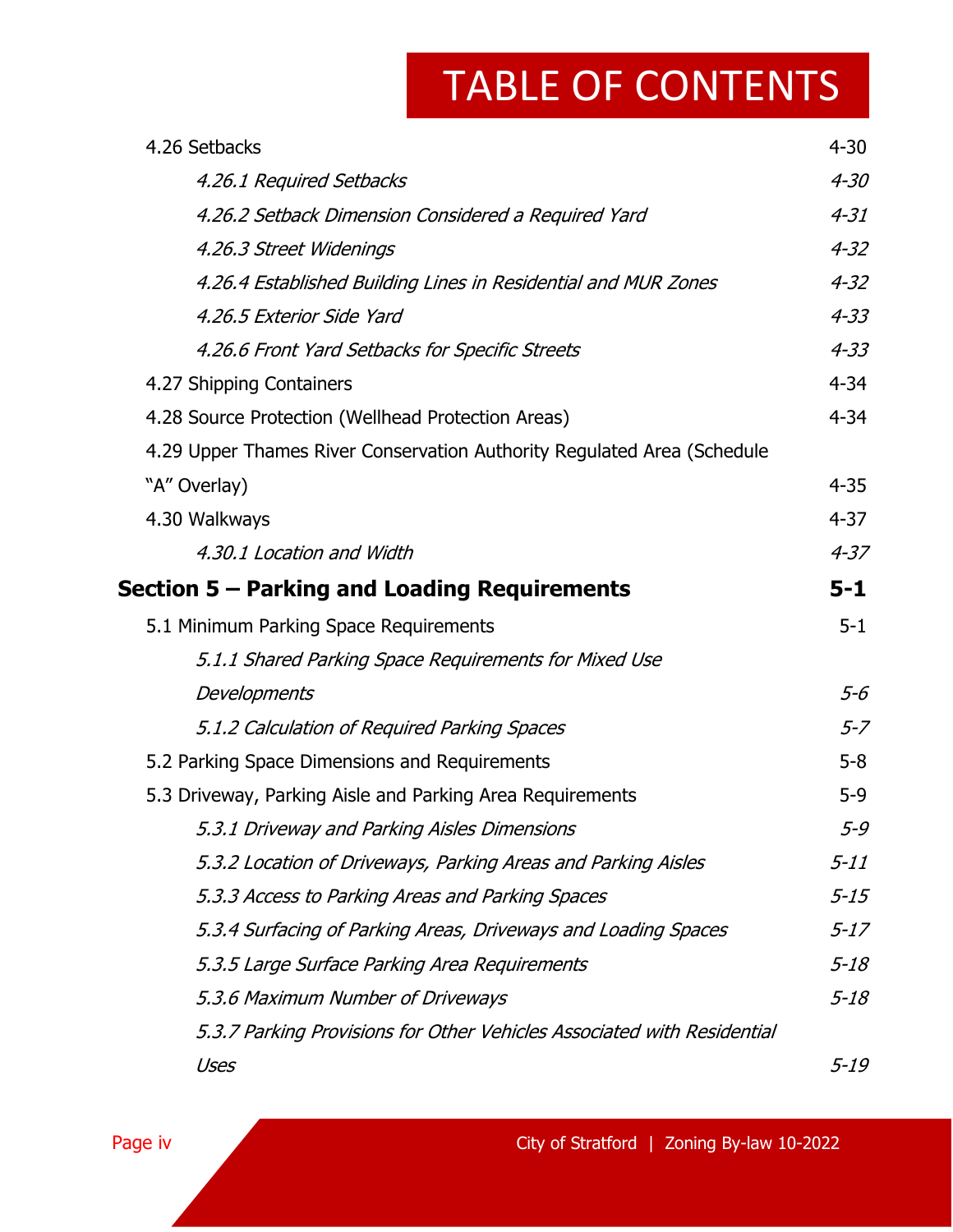# TABLE OF CONTENTS

| | |
|---|---|
| 4.26 Setbacks | 4-30 |
| *4.26.1 Required Setbacks* | *4-30* |
| *4.26.2 Setback Dimension Considered a Required Yard* | *4-31* |
| *4.26.3 Street Widenings* | *4-32* |
| *4.26.4 Established Building Lines in Residential and MUR Zones* | *4-32* |
| *4.26.5 Exterior Side Yard* | *4-33* |
| *4.26.6 Front Yard Setbacks for Specific Streets* | *4-33* |
| 4.27 Shipping Containers | 4-34 |
| 4.28 Source Protection (Wellhead Protection Areas) | 4-34 |
| 4.29 Upper Thames River Conservation Authority Regulated Area (Schedule "A" Overlay) | 4-35 |
| 4.30 Walkways | 4-37 |
| *4.30.1 Location and Width* | *4-37* |
| **Section 5 – Parking and Loading Requirements** | **5-1** |
| 5.1 Minimum Parking Space Requirements | 5-1 |
| *5.1.1 Shared Parking Space Requirements for Mixed Use Developments* | *5-6* |
| *5.1.2 Calculation of Required Parking Spaces* | *5-7* |
| 5.2 Parking Space Dimensions and Requirements | 5-8 |
| 5.3 Driveway, Parking Aisle and Parking Area Requirements | 5-9 |
| *5.3.1 Driveway and Parking Aisles Dimensions* | *5-9* |
| *5.3.2 Location of Driveways, Parking Areas and Parking Aisles* | *5-11* |
| *5.3.3 Access to Parking Areas and Parking Spaces* | *5-15* |
| *5.3.4 Surfacing of Parking Areas, Driveways and Loading Spaces* | *5-17* |
| *5.3.5 Large Surface Parking Area Requirements* | *5-18* |
| *5.3.6 Maximum Number of Driveways* | *5-18* |
| *5.3.7 Parking Provisions for Other Vehicles Associated with Residential Uses* | *5-19* |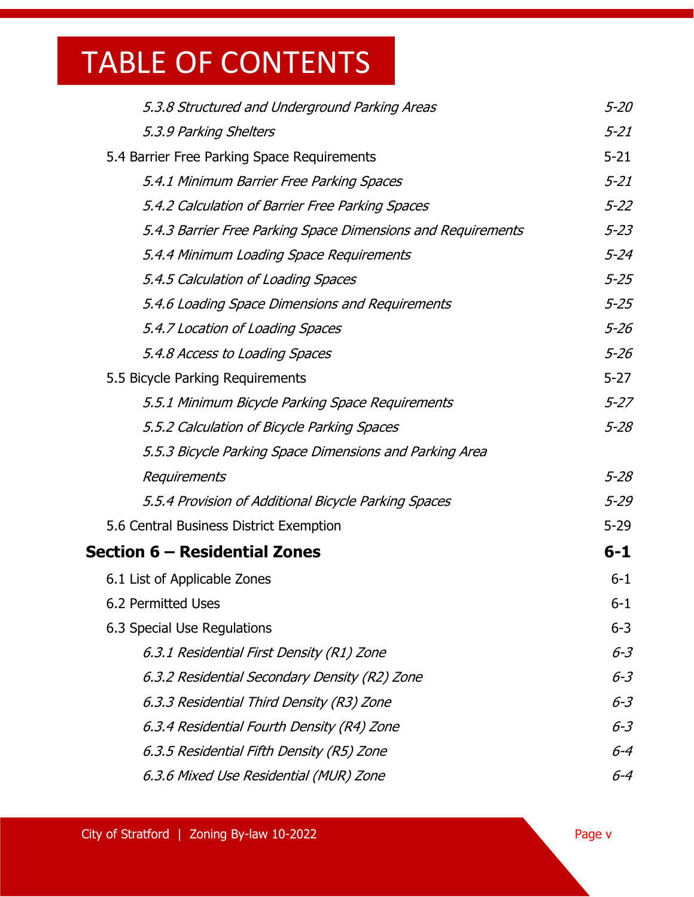# TABLE OF CONTENTS

| | |
|---|---|
| *5.3.8 Structured and Underground Parking Areas* | *5-20* |
| *5.3.9 Parking Shelters* | *5-21* |
| 5.4 Barrier Free Parking Space Requirements | 5-21 |
| *5.4.1 Minimum Barrier Free Parking Spaces* | *5-21* |
| *5.4.2 Calculation of Barrier Free Parking Spaces* | *5-22* |
| *5.4.3 Barrier Free Parking Space Dimensions and Requirements* | *5-23* |
| *5.4.4 Minimum Loading Space Requirements* | *5-24* |
| *5.4.5 Calculation of Loading Spaces* | *5-25* |
| *5.4.6 Loading Space Dimensions and Requirements* | *5-25* |
| *5.4.7 Location of Loading Spaces* | *5-26* |
| *5.4.8 Access to Loading Spaces* | *5-26* |
| 5.5 Bicycle Parking Requirements | 5-27 |
| *5.5.1 Minimum Bicycle Parking Space Requirements* | *5-27* |
| *5.5.2 Calculation of Bicycle Parking Spaces* | *5-28* |
| *5.5.3 Bicycle Parking Space Dimensions and Parking Area Requirements* | *5-28* |
| *5.5.4 Provision of Additional Bicycle Parking Spaces* | *5-29* |
| 5.6 Central Business District Exemption | 5-29 |
| **Section 6 – Residential Zones** | **6-1** |
| 6.1 List of Applicable Zones | 6-1 |
| 6.2 Permitted Uses | 6-1 |
| 6.3 Special Use Regulations | 6-3 |
| *6.3.1 Residential First Density (R1) Zone* | *6-3* |
| *6.3.2 Residential Secondary Density (R2) Zone* | *6-3* |
| *6.3.3 Residential Third Density (R3) Zone* | *6-3* |
| *6.3.4 Residential Fourth Density (R4) Zone* | *6-3* |
| *6.3.5 Residential Fifth Density (R5) Zone* | *6-4* |
| *6.3.6 Mixed Use Residential (MUR) Zone* | *6-4* |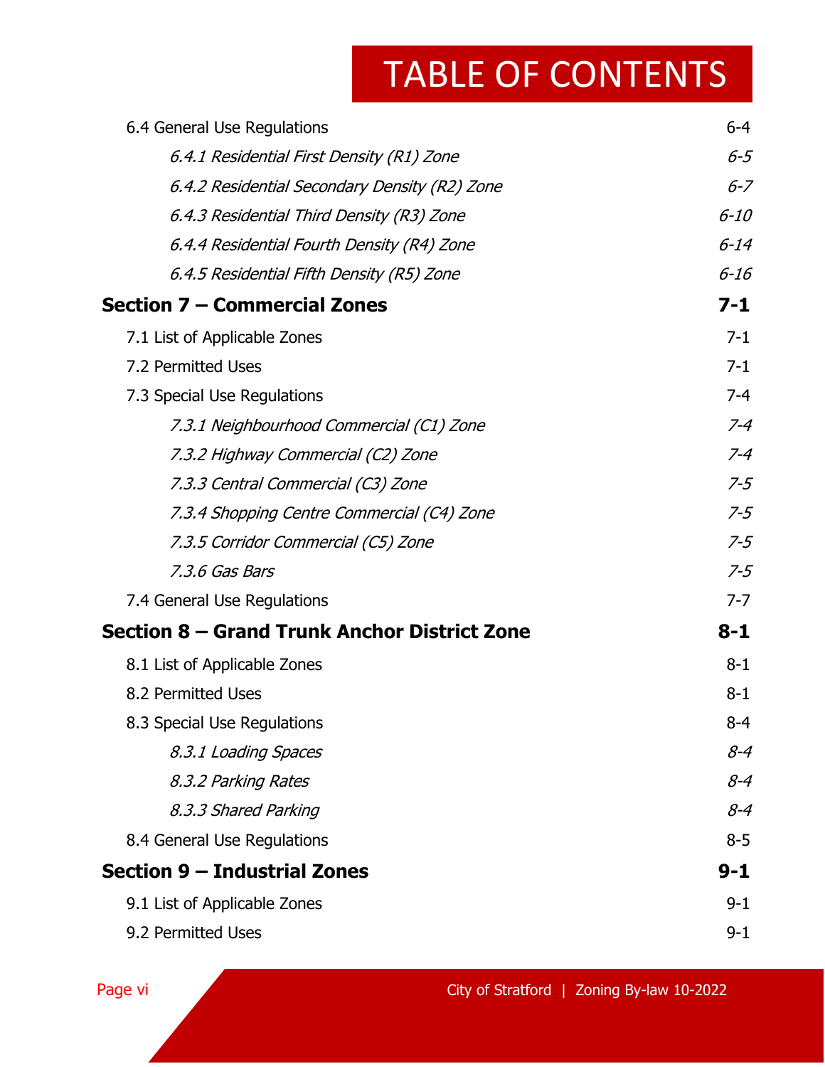# TABLE OF CONTENTS

| | |
|---|---|
| 6.4 General Use Regulations | 6-4 |
| *6.4.1 Residential First Density (R1) Zone* | *6-5* |
| *6.4.2 Residential Secondary Density (R2) Zone* | *6-7* |
| *6.4.3 Residential Third Density (R3) Zone* | *6-10* |
| *6.4.4 Residential Fourth Density (R4) Zone* | *6-14* |
| *6.4.5 Residential Fifth Density (R5) Zone* | *6-16* |
| **Section 7 – Commercial Zones** | **7-1** |
| 7.1 List of Applicable Zones | 7-1 |
| 7.2 Permitted Uses | 7-1 |
| 7.3 Special Use Regulations | 7-4 |
| *7.3.1 Neighbourhood Commercial (C1) Zone* | *7-4* |
| *7.3.2 Highway Commercial (C2) Zone* | *7-4* |
| *7.3.3 Central Commercial (C3) Zone* | *7-5* |
| *7.3.4 Shopping Centre Commercial (C4) Zone* | *7-5* |
| *7.3.5 Corridor Commercial (C5) Zone* | *7-5* |
| *7.3.6 Gas Bars* | *7-5* |
| 7.4 General Use Regulations | 7-7 |
| **Section 8 – Grand Trunk Anchor District Zone** | **8-1** |
| 8.1 List of Applicable Zones | 8-1 |
| 8.2 Permitted Uses | 8-1 |
| 8.3 Special Use Regulations | 8-4 |
| *8.3.1 Loading Spaces* | *8-4* |
| *8.3.2 Parking Rates* | *8-4* |
| *8.3.3 Shared Parking* | *8-4* |
| 8.4 General Use Regulations | 8-5 |
| **Section 9 – Industrial Zones** | **9-1** |
| 9.1 List of Applicable Zones | 9-1 |
| 9.2 Permitted Uses | 9-1 |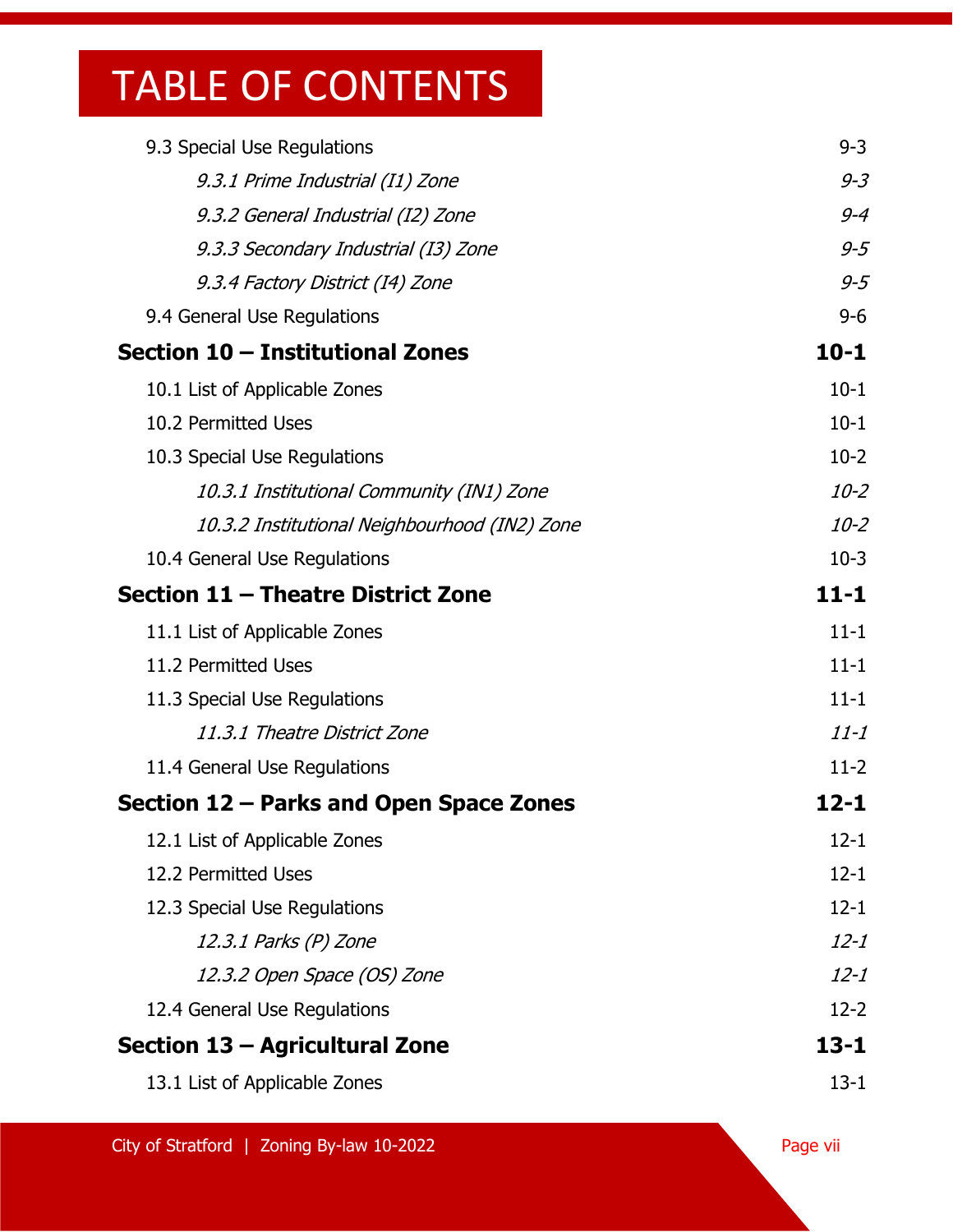# TABLE OF CONTENTS

| | |
|---|---|
| 9.3 Special Use Regulations | 9-3 |
| *9.3.1 Prime Industrial (I1) Zone* | *9-3* |
| *9.3.2 General Industrial (I2) Zone* | *9-4* |
| *9.3.3 Secondary Industrial (I3) Zone* | *9-5* |
| *9.3.4 Factory District (I4) Zone* | *9-5* |
| 9.4 General Use Regulations | 9-6 |
| **Section 10 – Institutional Zones** | **10-1** |
| 10.1 List of Applicable Zones | 10-1 |
| 10.2 Permitted Uses | 10-1 |
| 10.3 Special Use Regulations | 10-2 |
| *10.3.1 Institutional Community (IN1) Zone* | *10-2* |
| *10.3.2 Institutional Neighbourhood (IN2) Zone* | *10-2* |
| 10.4 General Use Regulations | 10-3 |
| **Section 11 – Theatre District Zone** | **11-1** |
| 11.1 List of Applicable Zones | 11-1 |
| 11.2 Permitted Uses | 11-1 |
| 11.3 Special Use Regulations | 11-1 |
| *11.3.1 Theatre District Zone* | *11-1* |
| 11.4 General Use Regulations | 11-2 |
| **Section 12 – Parks and Open Space Zones** | **12-1** |
| 12.1 List of Applicable Zones | 12-1 |
| 12.2 Permitted Uses | 12-1 |
| 12.3 Special Use Regulations | 12-1 |
| *12.3.1 Parks (P) Zone* | *12-1* |
| *12.3.2 Open Space (OS) Zone* | *12-1* |
| 12.4 General Use Regulations | 12-2 |
| **Section 13 – Agricultural Zone** | **13-1** |
| 13.1 List of Applicable Zones | 13-1 |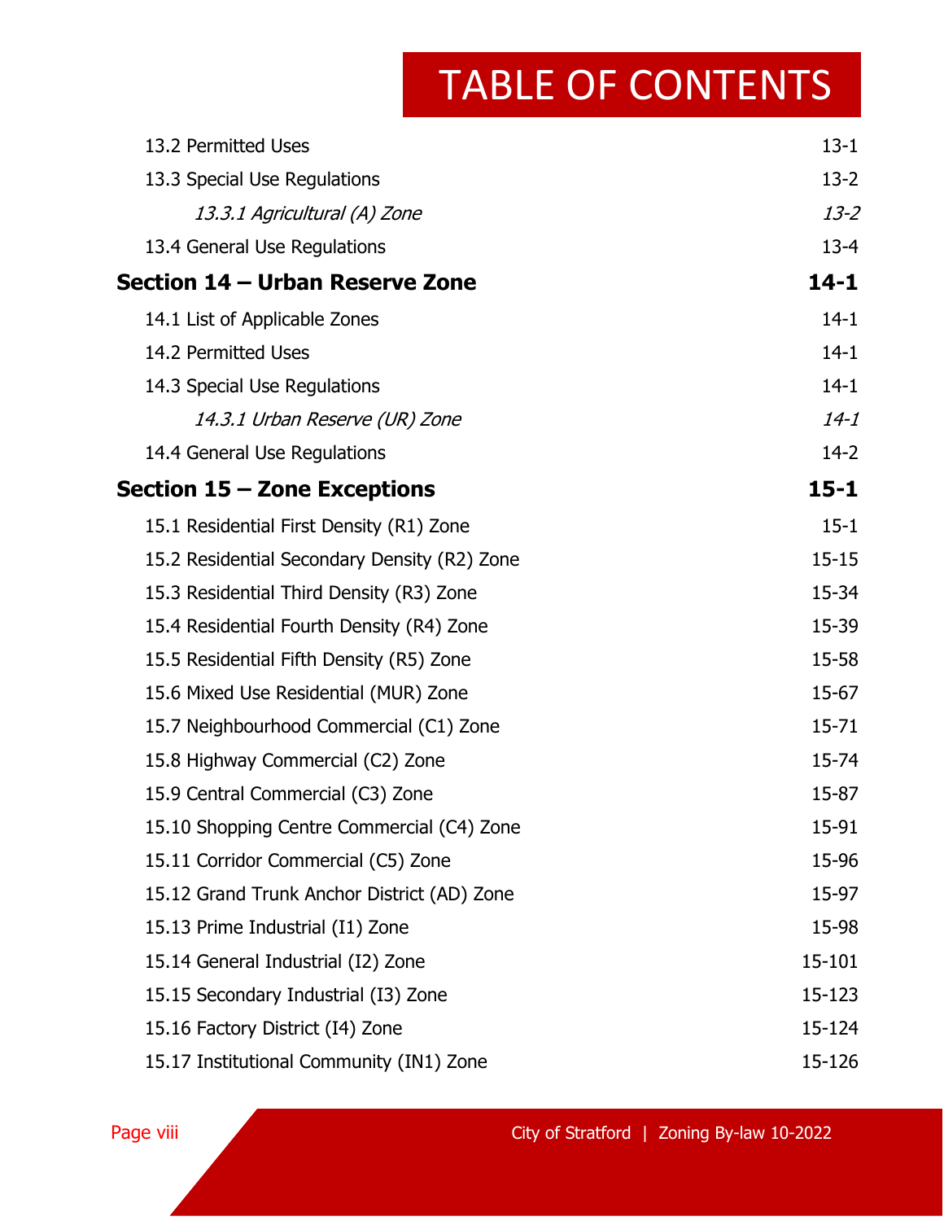# TABLE OF CONTENTS

| | |
|---|---|
| 13.2 Permitted Uses | 13-1 |
| 13.3 Special Use Regulations | 13-2 |
| *13.3.1 Agricultural (A) Zone* | *13-2* |
| 13.4 General Use Regulations | 13-4 |
| **Section 14 – Urban Reserve Zone** | **14-1** |
| 14.1 List of Applicable Zones | 14-1 |
| 14.2 Permitted Uses | 14-1 |
| 14.3 Special Use Regulations | 14-1 |
| *14.3.1 Urban Reserve (UR) Zone* | *14-1* |
| 14.4 General Use Regulations | 14-2 |
| **Section 15 – Zone Exceptions** | **15-1** |
| 15.1 Residential First Density (R1) Zone | 15-1 |
| 15.2 Residential Secondary Density (R2) Zone | 15-15 |
| 15.3 Residential Third Density (R3) Zone | 15-34 |
| 15.4 Residential Fourth Density (R4) Zone | 15-39 |
| 15.5 Residential Fifth Density (R5) Zone | 15-58 |
| 15.6 Mixed Use Residential (MUR) Zone | 15-67 |
| 15.7 Neighbourhood Commercial (C1) Zone | 15-71 |
| 15.8 Highway Commercial (C2) Zone | 15-74 |
| 15.9 Central Commercial (C3) Zone | 15-87 |
| 15.10 Shopping Centre Commercial (C4) Zone | 15-91 |
| 15.11 Corridor Commercial (C5) Zone | 15-96 |
| 15.12 Grand Trunk Anchor District (AD) Zone | 15-97 |
| 15.13 Prime Industrial (I1) Zone | 15-98 |
| 15.14 General Industrial (I2) Zone | 15-101 |
| 15.15 Secondary Industrial (I3) Zone | 15-123 |
| 15.16 Factory District (I4) Zone | 15-124 |
| 15.17 Institutional Community (IN1) Zone | 15-126 |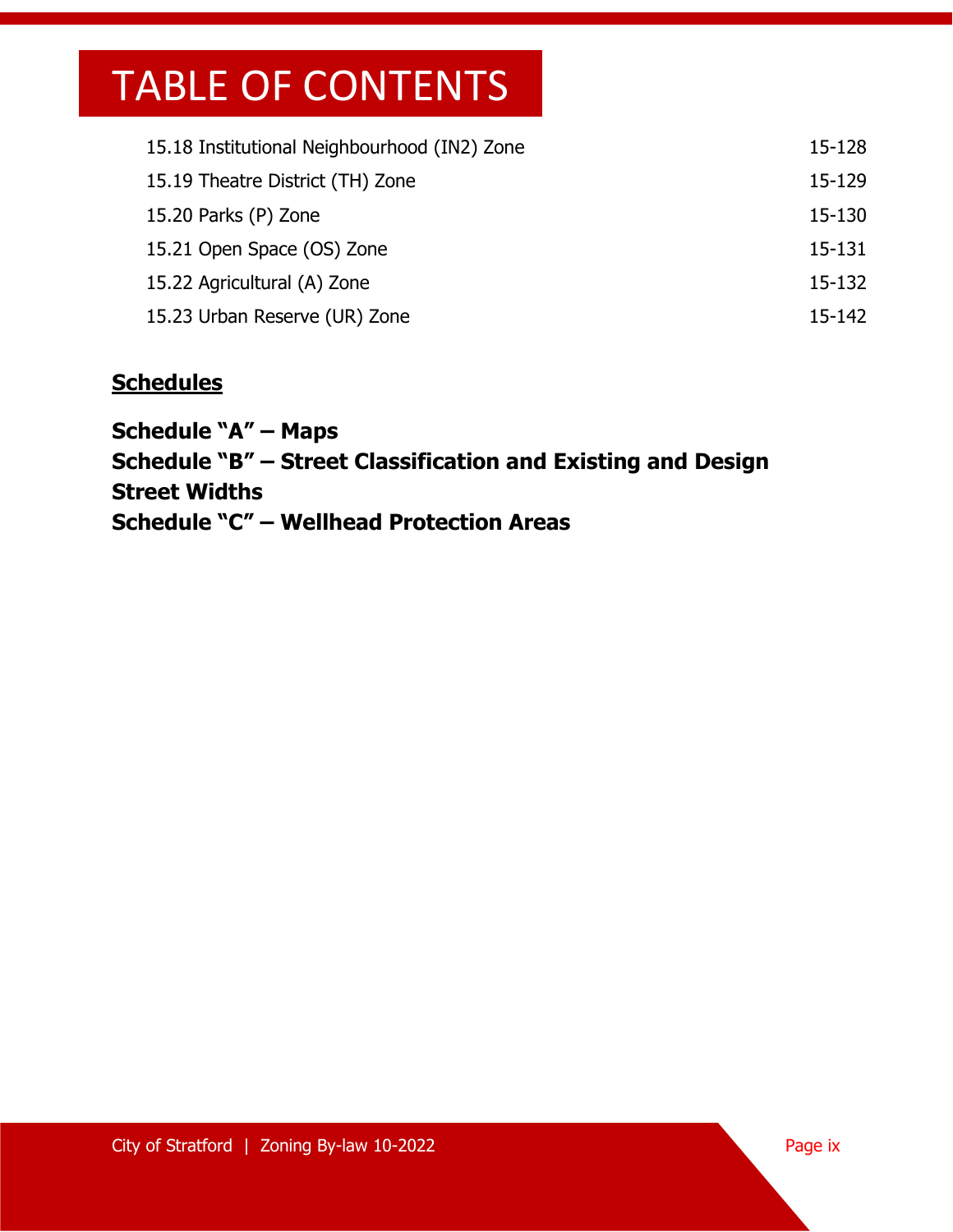# TABLE OF CONTENTS

| | |
|---|---|
| 15.18 Institutional Neighbourhood (IN2) Zone | 15-128 |
| 15.19 Theatre District (TH) Zone | 15-129 |
| 15.20 Parks (P) Zone | 15-130 |
| 15.21 Open Space (OS) Zone | 15-131 |
| 15.22 Agricultural (A) Zone | 15-132 |
| 15.23 Urban Reserve (UR) Zone | 15-142 |

## Schedules

**Schedule "A" – Maps**
**Schedule "B" – Street Classification and Existing and Design Street Widths**
**Schedule "C" – Wellhead Protection Areas**